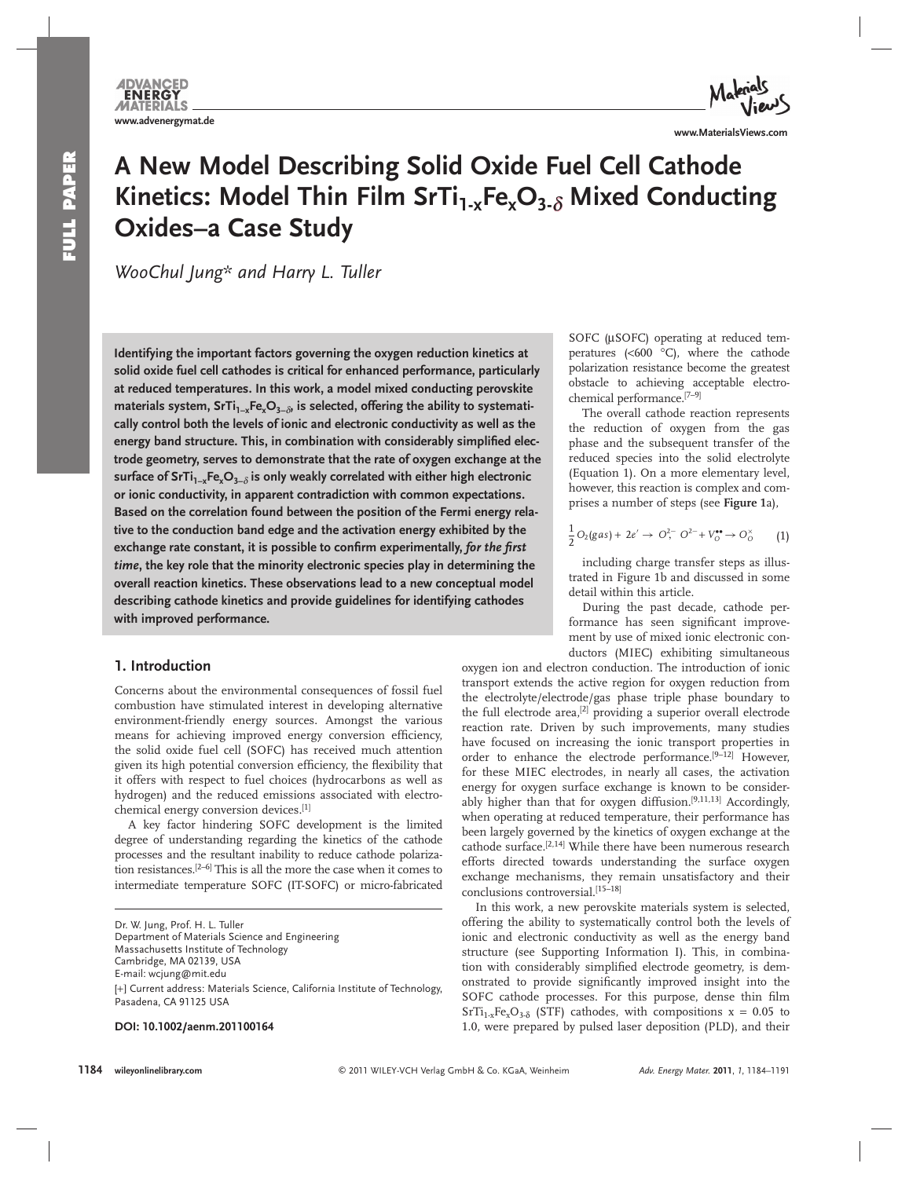# A New Model Describing Solid Oxide Fuel Cell Cathode Kinetics: Model Thin Film $SrTi_{1-x}Fe_xO_{3-\delta}$ Mixed Conducting Oxides–a Case Study

*WooChul Jung\* and Harry L. Tuller*

**Identifying the important factors governing the oxygen reduction kinetics at solid oxide fuel cell cathodes is critical for enhanced performance, particularly at reduced temperatures. In this work, a model mixed conducting perovskite materials system, $SrTi_{1-x}Fe_xO_{3-\delta}$, is selected, offering the ability to systematically control both the levels of ionic and electronic conductivity as well as the energy band structure. This, in combination with considerably simplified electrode geometry, serves to demonstrate that the rate of oxygen exchange at the surface of $SrTi_{1-x}Fe_xO_{3-\delta}$ is only weakly correlated with either high electronic or ionic conductivity, in apparent contradiction with common expectations. Based on the correlation found between the position of the Fermi energy relative to the conduction band edge and the activation energy exhibited by the exchange rate constant, it is possible to confirm experimentally, *for the first time*, the key role that the minority electronic species play in determining the overall reaction kinetics. These observations lead to a new conceptual model describing cathode kinetics and provide guidelines for identifying cathodes with improved performance.**

## 1. Introduction

Concerns about the environmental consequences of fossil fuel combustion have stimulated interest in developing alternative environment-friendly energy sources. Amongst the various means for achieving improved energy conversion efficiency, the solid oxide fuel cell (SOFC) has received much attention given its high potential conversion efficiency, the flexibility that it offers with respect to fuel choices (hydrocarbons as well as hydrogen) and the reduced emissions associated with electrochemical energy conversion devices.[1]

A key factor hindering SOFC development is the limited degree of understanding regarding the kinetics of the cathode processes and the resultant inability to reduce cathode polarization resistances.[2–6] This is all the more the case when it comes to intermediate temperature SOFC (IT-SOFC) or micro-fabricated SOFC (μSOFC) operating at reduced temperatures (<600 °C), where the cathode polarization resistance become the greatest obstacle to achieving acceptable electrochemical performance.[7–9]

The overall cathode reaction represents the reduction of oxygen from the gas phase and the subsequent transfer of the reduced species into the solid electrolyte (Equation 1). On a more elementary level, however, this reaction is complex and comprises a number of steps (see **Figure 1**a),

$$\frac{1}{2}O_2(gas) + 2e' \rightarrow O^{2-}_{s},\ O^{2-} + V_O^{\bullet\bullet} \rightarrow O_O^{\times} \qquad (1)$$

including charge transfer steps as illustrated in Figure 1b and discussed in some detail within this article.

During the past decade, cathode performance has seen significant improvement by use of mixed ionic electronic conductors (MIEC) exhibiting simultaneous oxygen ion and electron conduction. The introduction of ionic transport extends the active region for oxygen reduction from the electrolyte/electrode/gas phase triple phase boundary to the full electrode area,[2] providing a superior overall electrode reaction rate. Driven by such improvements, many studies have focused on increasing the ionic transport properties in order to enhance the electrode performance.[9–12] However, for these MIEC electrodes, in nearly all cases, the activation energy for oxygen surface exchange is known to be considerably higher than that for oxygen diffusion.[9,11,13] Accordingly, when operating at reduced temperature, their performance has been largely governed by the kinetics of oxygen exchange at the cathode surface.[2,14] While there have been numerous research efforts directed towards understanding the surface oxygen exchange mechanisms, they remain unsatisfactory and their conclusions controversial.[15–18]

In this work, a new perovskite materials system is selected, offering the ability to systematically control both the levels of ionic and electronic conductivity as well as the energy band structure (see Supporting Information I). This, in combination with considerably simplified electrode geometry, is demonstrated to provide significantly improved insight into the SOFC cathode processes. For this purpose, dense thin film $SrTi_{1-x}Fe_xO_{3-\delta}$ (STF) cathodes, with compositions x = 0.05 to 1.0, were prepared by pulsed laser deposition (PLD), and their

Dr. W. Jung, Prof. H. L. Tuller
Department of Materials Science and Engineering
Massachusetts Institute of Technology
Cambridge, MA 02139, USA
E-mail: wcjung@mit.edu

[+] Current address: Materials Science, California Institute of Technology, Pasadena, CA 91125 USA

**DOI: 10.1002/aenm.201100164**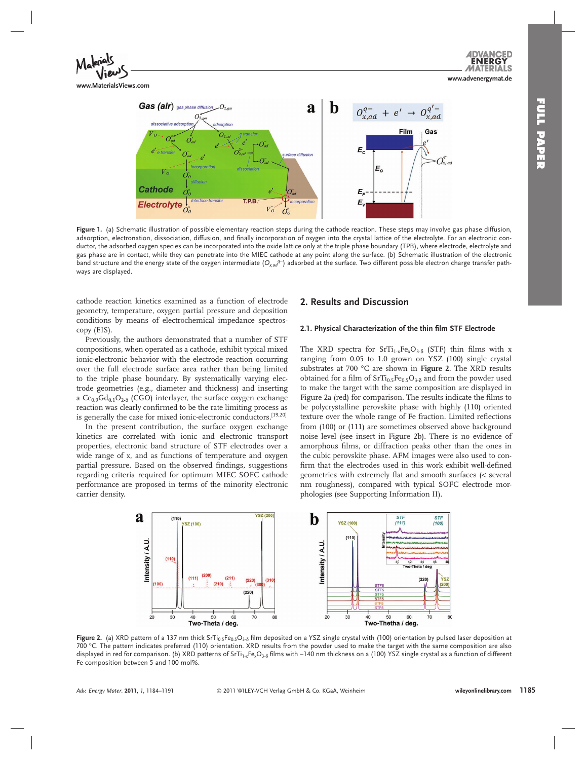Figure 1. (a) Schematic illustration of possible elementary reaction steps during the cathode reaction. These steps may involve gas phase diffusion, adsorption, electronation, dissociation, diffusion, and finally incorporation of oxygen into the crystal lattice of the electrolyte. For an electronic conductor, the adsorbed oxygen species can be incorporated into the oxide lattice only at the triple phase boundary (TPB), where electrode, electrolyte and gas phase are in contact, while they can penetrate into the MIEC cathode at any point along the surface. (b) Schematic illustration of the electronic band structure and the energy state of the oxygen intermediate ($O_{x,ad}^{q-}$) adsorbed at the surface. Two different possible electron charge transfer pathways are displayed.

cathode reaction kinetics examined as a function of electrode geometry, temperature, oxygen partial pressure and deposition conditions by means of electrochemical impedance spectroscopy (EIS).

Previously, the authors demonstrated that a number of STF compositions, when operated as a cathode, exhibit typical mixed ionic-electronic behavior with the electrode reaction occurring over the full electrode surface area rather than being limited to the triple phase boundary. By systematically varying electrode geometries (e.g., diameter and thickness) and inserting a $Ce_{0.9}Gd_{0.1}O_{2-\delta}$ (CGO) interlayer, the surface oxygen exchange reaction was clearly confirmed to be the rate limiting process as is generally the case for mixed ionic-electronic conductors.[19,20]

In the present contribution, the surface oxygen exchange kinetics are correlated with ionic and electronic transport properties, electronic band structure of STF electrodes over a wide range of x, and as functions of temperature and oxygen partial pressure. Based on the observed findings, suggestions regarding criteria required for optimum MIEC SOFC cathode performance are proposed in terms of the minority electronic carrier density.

## 2. Results and Discussion

### 2.1. Physical Characterization of the thin film STF Electrode

The XRD spectra for $SrTi_{1-x}Fe_xO_{3-\delta}$ (STF) thin films with x ranging from 0.05 to 1.0 grown on YSZ (100) single crystal substrates at 700 °C are shown in **Figure 2**. The XRD results obtained for a film of $SrTi_{0.5}Fe_{0.5}O_{3-\delta}$ and from the powder used to make the target with the same composition are displayed in Figure 2a (red) for comparison. The results indicate the films to be polycrystalline perovskite phase with highly (110) oriented texture over the whole range of Fe fraction. Limited reflections from (100) or (111) are sometimes observed above background noise level (see insert in Figure 2b). There is no evidence of amorphous films, or diffraction peaks other than the ones in the cubic perovskite phase. AFM images were also used to confirm that the electrodes used in this work exhibit well-defined geometries with extremely flat and smooth surfaces (< several nm roughness), compared with typical SOFC electrode morphologies (see Supporting Information II).

Figure 2. (a) XRD pattern of a 137 nm thick $SrTi_{0.5}Fe_{0.5}O_{3-\delta}$ film deposited on a YSZ single crystal with (100) orientation by pulsed laser deposition at 700 °C. The pattern indicates preferred (110) orientation. XRD results from the powder used to make the target with the same composition are also displayed in red for comparison. (b) XRD patterns of $SrTi_{1-x}Fe_xO_{3-\delta}$ films with ~140 nm thickness on a (100) YSZ single crystal as a function of different Fe composition between 5 and 100 mol%.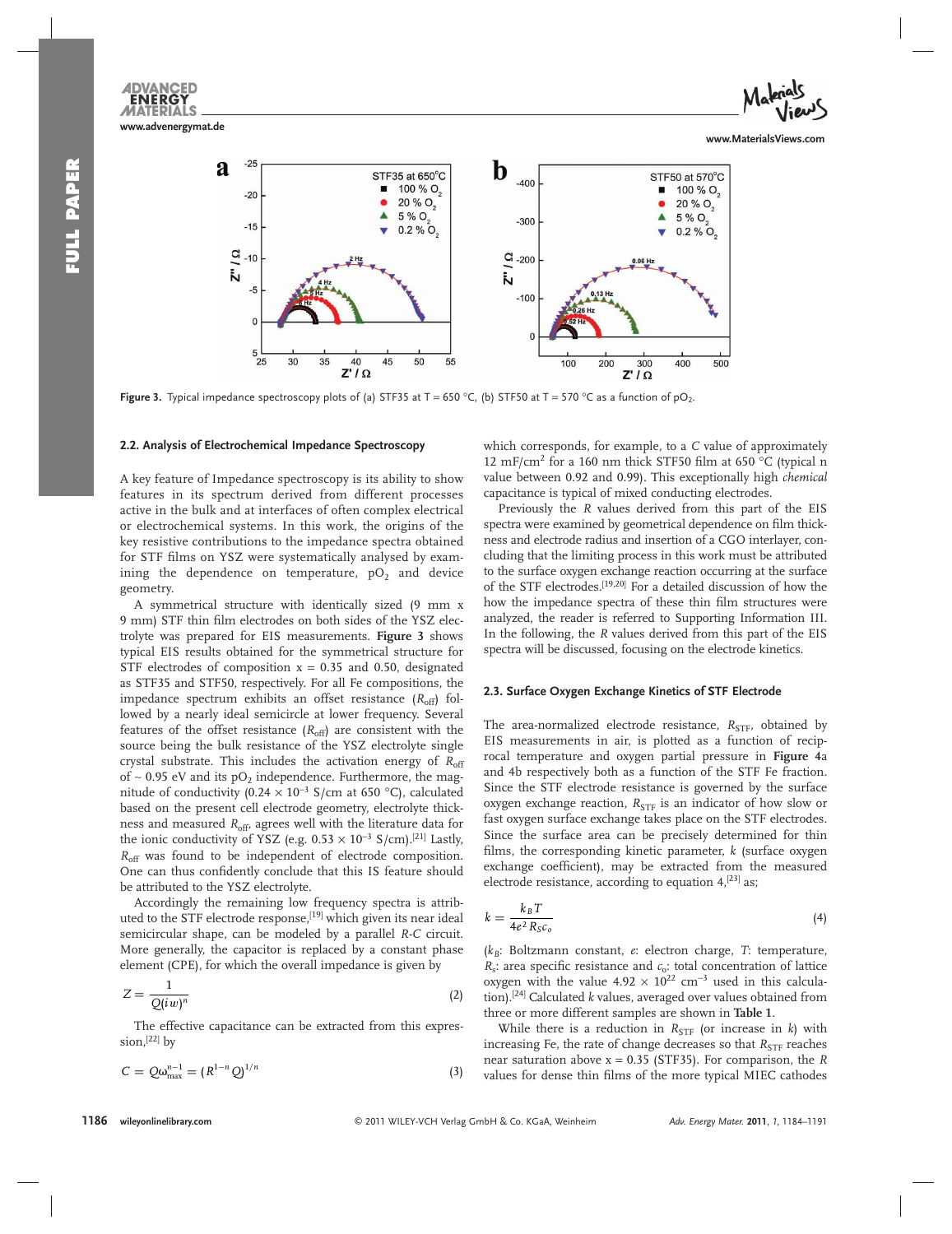Figure 3. Typical impedance spectroscopy plots of (a) STF35 at T = 650 °C, (b) STF50 at T = 570 °C as a function of $pO_2$.

### 2.2. Analysis of Electrochemical Impedance Spectroscopy

A key feature of Impedance spectroscopy is its ability to show features in its spectrum derived from different processes active in the bulk and at interfaces of often complex electrical or electrochemical systems. In this work, the origins of the key resistive contributions to the impedance spectra obtained for STF films on YSZ were systematically analysed by examining the dependence on temperature, $pO_2$ and device geometry.

A symmetrical structure with identically sized (9 mm x 9 mm) STF thin film electrodes on both sides of the YSZ electrolyte was prepared for EIS measurements. **Figure 3** shows typical EIS results obtained for the symmetrical structure for STF electrodes of composition x = 0.35 and 0.50, designated as STF35 and STF50, respectively. For all Fe compositions, the impedance spectrum exhibits an offset resistance ($R_{off}$) followed by a nearly ideal semicircle at lower frequency. Several features of the offset resistance ($R_{off}$) are consistent with the source being the bulk resistance of the YSZ electrolyte single crystal substrate. This includes the activation energy of $R_{off}$ of ~ 0.95 eV and its $pO_2$ independence. Furthermore, the magnitude of conductivity ($0.24 \times 10^{-3}$ S/cm at 650 °C), calculated based on the present cell electrode geometry, electrolyte thickness and measured $R_{off}$, agrees well with the literature data for the ionic conductivity of YSZ (e.g. $0.53 \times 10^{-3}$ S/cm).[21] Lastly, $R_{off}$ was found to be independent of electrode composition. One can thus confidently conclude that this IS feature should be attributed to the YSZ electrolyte.

Accordingly the remaining low frequency spectra is attributed to the STF electrode response,[19] which given its near ideal semicircular shape, can be modeled by a parallel *R-C* circuit. More generally, the capacitor is replaced by a constant phase element (CPE), for which the overall impedance is given by

$$Z = \frac{1}{Q(iw)^n} \tag{2}$$

The effective capacitance can be extracted from this expression,[22] by

$$C = Q\omega_{\max}^{n-1} = (R^{1-n}Q)^{1/n} \tag{3}$$

which corresponds, for example, to a *C* value of approximately 12 mF/cm$^2$ for a 160 nm thick STF50 film at 650 °C (typical n value between 0.92 and 0.99). This exceptionally high *chemical* capacitance is typical of mixed conducting electrodes.

Previously the *R* values derived from this part of the EIS spectra were examined by geometrical dependence on film thickness and electrode radius and insertion of a CGO interlayer, concluding that the limiting process in this work must be attributed to the surface oxygen exchange reaction occurring at the surface of the STF electrodes.[19,20] For a detailed discussion of how the impedance spectra of these thin film structures were analyzed, the reader is referred to Supporting Information III. In the following, the *R* values derived from this part of the EIS spectra will be discussed, focusing on the electrode kinetics.

### 2.3. Surface Oxygen Exchange Kinetics of STF Electrode

The area-normalized electrode resistance, $R_{STF}$, obtained by EIS measurements in air, is plotted as a function of reciprocal temperature and oxygen partial pressure in **Figure 4**a and 4b respectively both as a function of the STF Fe fraction. Since the STF electrode resistance is governed by the surface oxygen exchange reaction, $R_{STF}$ is an indicator of how slow or fast oxygen surface exchange takes place on the STF electrodes. Since the surface area can be precisely determined for thin films, the corresponding kinetic parameter, *k* (surface oxygen exchange coefficient), may be extracted from the measured electrode resistance, according to equation 4,[23] as;

$$k = \frac{k_B T}{4e^2 R_S c_o} \tag{4}$$

($k_B$: Boltzmann constant, *e*: electron charge, *T*: temperature, $R_s$: area specific resistance and $c_o$: total concentration of lattice oxygen with the value $4.92 \times 10^{22}$ cm$^{-3}$ used in this calculation).[24] Calculated *k* values, averaged over values obtained from three or more different samples are shown in **Table 1**.

While there is a reduction in $R_{STF}$ (or increase in *k*) with increasing Fe, the rate of change decreases so that $R_{STF}$ reaches near saturation above x = 0.35 (STF35). For comparison, the *R* values for dense thin films of the more typical MIEC cathodes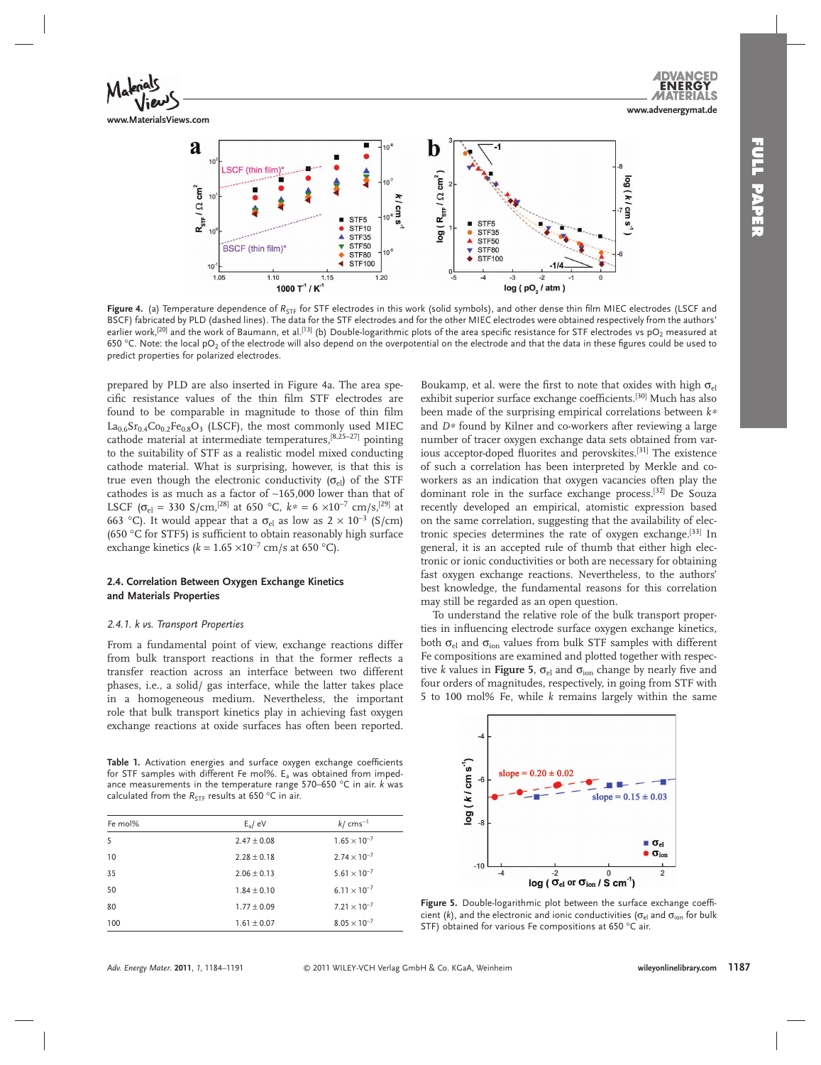Figure 4. (a) Temperature dependence of $R_{STF}$ for STF electrodes in this work (solid symbols), and other dense thin film MIEC electrodes (LSCF and BSCF) fabricated by PLD (dashed lines). The data for the STF electrodes and for the other MIEC electrodes were obtained respectively from the authors' earlier work,[20] and the work of Baumann, et al.[13] (b) Double-logarithmic plots of the area specific resistance for STF electrodes vs $pO_2$ measured at 650 °C. Note: the local $pO_2$ of the electrode will also depend on the overpotential on the electrode and that the data in these figures could be used to predict properties for polarized electrodes.

prepared by PLD are also inserted in Figure 4a. The area specific resistance values of the thin film STF electrodes are found to be comparable in magnitude to those of thin film $La_{0.6}Sr_{0.4}Co_{0.2}Fe_{0.8}O_3$ (LSCF), the most commonly used MIEC cathode material at intermediate temperatures,[8,25–27] pointing to the suitability of STF as a realistic model mixed conducting cathode material. What is surprising, however, is that this is true even though the electronic conductivity ($\sigma_{el}$) of the STF cathodes is as much as a factor of ~165,000 lower than that of LSCF ($\sigma_{el}$ = 330 S/cm,[28] at 650 °C, $k*$ = 6 $\times 10^{-7}$ cm/s,[29] at 663 °C). It would appear that a $\sigma_{el}$ as low as 2 $\times$ $10^{-3}$ (S/cm) (650 °C for STF5) is sufficient to obtain reasonably high surface exchange kinetics ($k$ = 1.65 $\times 10^{-7}$ cm/s at 650 °C).

### 2.4. Correlation Between Oxygen Exchange Kinetics and Materials Properties

#### 2.4.1. k vs. Transport Properties

From a fundamental point of view, exchange reactions differ from bulk transport reactions in that the former reflects a transfer reaction across an interface between two different phases, i.e., a solid/ gas interface, while the latter takes place in a homogeneous medium. Nevertheless, the important role that bulk transport kinetics play in achieving fast oxygen exchange reactions at oxide surfaces has often been reported.

Boukamp, et al. were the first to note that oxides with high $\sigma_{el}$ exhibit superior surface exchange coefficients.[30] Much has also been made of the surprising empirical correlations between $k*$ and $D*$ found by Kilner and co-workers after reviewing a large number of tracer oxygen exchange data sets obtained from various acceptor-doped fluorites and perovskites.[31] The existence of such a correlation has been interpreted by Merkle and coworkers as an indication that oxygen vacancies often play the dominant role in the surface exchange process.[32] De Souza recently developed an empirical, atomistic expression based on the same correlation, suggesting that the availability of electronic species determines the rate of oxygen exchange.[33] In general, it is an accepted rule of thumb that either high electronic or ionic conductivities or both are necessary for obtaining fast oxygen exchange reactions. Nevertheless, to the authors' best knowledge, the fundamental reasons for this correlation may still be regarded as an open question.

To understand the relative role of the bulk transport properties in influencing electrode surface oxygen exchange kinetics, both $\sigma_{el}$ and $\sigma_{ion}$ values from bulk STF samples with different Fe compositions are examined and plotted together with respective $k$ values in Figure 5, $\sigma_{el}$ and $\sigma_{ion}$ change by nearly five and four orders of magnitudes, respectively, in going from STF with 5 to 100 mol% Fe, while $k$ remains largely within the same

Table 1. Activation energies and surface oxygen exchange coefficients for STF samples with different Fe mol%. $E_a$ was obtained from impedance measurements in the temperature range 570–650 °C in air. $k$ was calculated from the $R_{STF}$ results at 650 °C in air.

| Fe mol% | $E_a$/ eV | $k$/ cms$^{-1}$ |
|---|---|---|
| 5 | 2.47 ± 0.08 | 1.65 × $10^{-7}$ |
| 10 | 2.28 ± 0.18 | 2.74 × $10^{-7}$ |
| 35 | 2.06 ± 0.13 | 5.61 × $10^{-7}$ |
| 50 | 1.84 ± 0.10 | 6.11 × $10^{-7}$ |
| 80 | 1.77 ± 0.09 | 7.21 × $10^{-7}$ |
| 100 | 1.61 ± 0.07 | 8.05 × $10^{-7}$ |

Figure 5. Double-logarithmic plot between the surface exchange coefficient ($k$), and the electronic and ionic conductivities ($\sigma_{el}$ and $\sigma_{ion}$ for bulk STF) obtained for various Fe compositions at 650 °C air.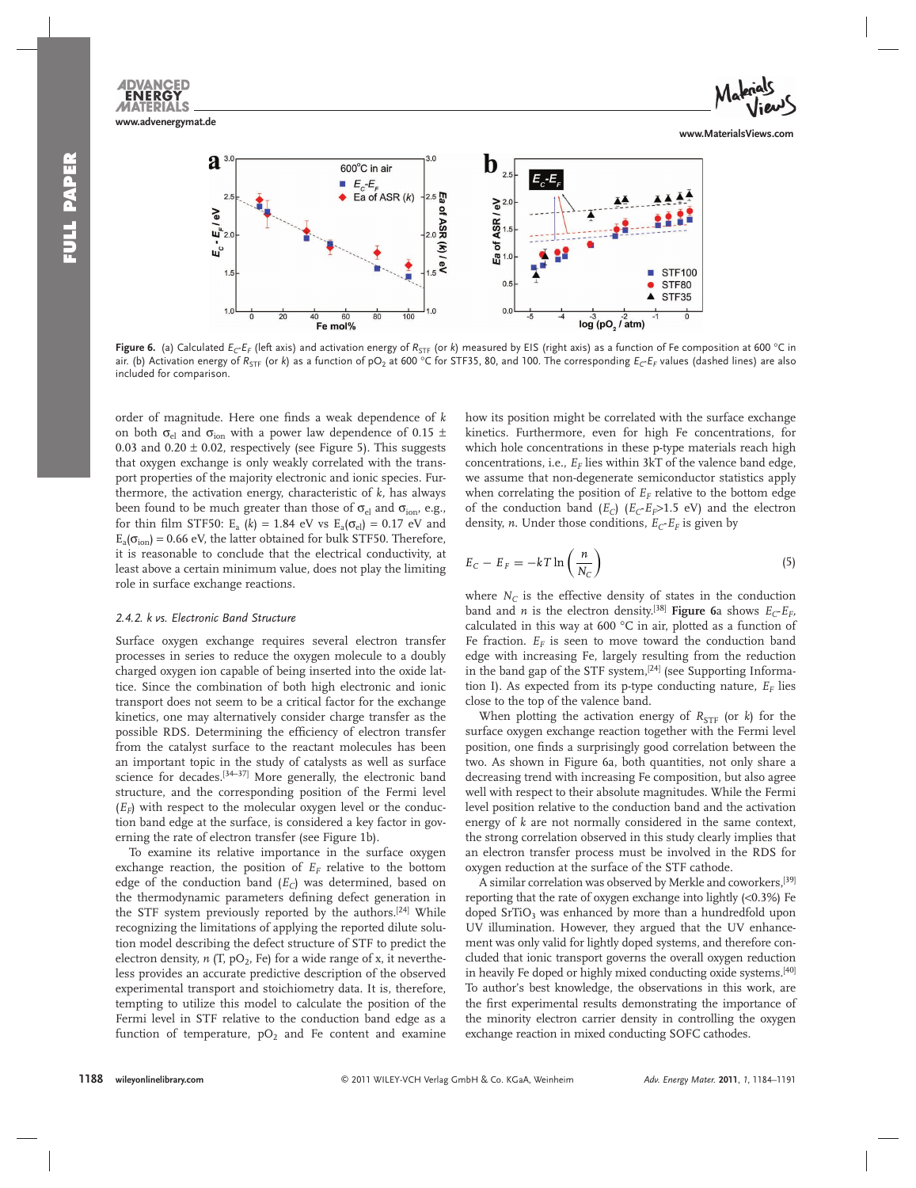**Figure 6.** (a) Calculated $E_C$-$E_F$ (left axis) and activation energy of $R_{STF}$ (or $k$) measured by EIS (right axis) as a function of Fe composition at 600 °C in air. (b) Activation energy of $R_{STF}$ (or $k$) as a function of $pO_2$ at 600 °C for STF35, 80, and 100. The corresponding $E_C$-$E_F$ values (dashed lines) are also included for comparison.

order of magnitude. Here one finds a weak dependence of $k$ on both $\sigma_{el}$ and $\sigma_{ion}$ with a power law dependence of 0.15 ± 0.03 and 0.20 ± 0.02, respectively (see Figure 5). This suggests that oxygen exchange is only weakly correlated with the transport properties of the majority electronic and ionic species. Furthermore, the activation energy, characteristic of $k$, has always been found to be much greater than those of $\sigma_{el}$ and $\sigma_{ion}$, e.g., for thin film STF50: $E_a$ ($k$) = 1.84 eV vs $E_a(\sigma_{el})$ = 0.17 eV and $E_a(\sigma_{ion})$ = 0.66 eV, the latter obtained for bulk STF50. Therefore, it is reasonable to conclude that the electrical conductivity, at least above a certain minimum value, does not play the limiting role in surface exchange reactions.

### *2.4.2. k vs. Electronic Band Structure*

Surface oxygen exchange requires several electron transfer processes in series to reduce the oxygen molecule to a doubly charged oxygen ion capable of being inserted into the oxide lattice. Since the combination of both high electronic and ionic transport does not seem to be a critical factor for the exchange kinetics, one may alternatively consider charge transfer as the possible RDS. Determining the efficiency of electron transfer from the catalyst surface to the reactant molecules has been an important topic in the study of catalysts as well as surface science for decades.[34–37] More generally, the electronic band structure, and the corresponding position of the Fermi level ($E_F$) with respect to the molecular oxygen level or the conduction band edge at the surface, is considered a key factor in governing the rate of electron transfer (see Figure 1b).

To examine its relative importance in the surface oxygen exchange reaction, the position of $E_F$ relative to the bottom edge of the conduction band ($E_C$) was determined, based on the thermodynamic parameters defining defect generation in the STF system previously reported by the authors.[24] While recognizing the limitations of applying the reported dilute solution model describing the defect structure of STF to predict the electron density, $n$ (T, $pO_2$, Fe) for a wide range of x, it nevertheless provides an accurate predictive description of the observed experimental transport and stoichiometry data. It is, therefore, tempting to utilize this model to calculate the position of the Fermi level in STF relative to the conduction band edge as a function of temperature, $pO_2$ and Fe content and examine how its position might be correlated with the surface exchange kinetics. Furthermore, even for high Fe concentrations, for which hole concentrations in these p-type materials reach high concentrations, i.e., $E_F$ lies within 3kT of the valence band edge, we assume that non-degenerate semiconductor statistics apply when correlating the position of $E_F$ relative to the bottom edge in the band gap of the conduction band ($E_C$) ($E_C$-$E_F$>1.5 eV) and the electron density, $n$. Under those conditions, $E_C$-$E_F$ is given by

$$E_C - E_F = -kT \ln\left(\frac{n}{N_C}\right) \tag{5}$$

where $N_C$ is the effective density of states in the conduction band and $n$ is the electron density.[38] **Figure 6**a shows $E_C$-$E_F$, calculated in this way at 600 °C in air, plotted as a function of Fe fraction. $E_F$ is seen to move toward the conduction band edge with increasing Fe, largely resulting from the reduction in the band gap of the STF system,[24] (see Supporting Information I). As expected from its p-type conducting nature, $E_F$ lies close to the top of the valence band.

When plotting the activation energy of $R_{STF}$ (or $k$) for the surface oxygen exchange reaction together with the Fermi level position, one finds a surprisingly good correlation between the two. As shown in Figure 6a, both quantities, not only share a decreasing trend with increasing Fe composition, but also agree well with respect to their absolute magnitudes. While the Fermi level position relative to the conduction band and the activation energy of $k$ are not normally considered in the same context, the strong correlation observed in this study clearly implies that an electron transfer process must be involved in the RDS for oxygen reduction at the surface of the STF cathode.

A similar correlation was observed by Merkle and coworkers,[39] reporting that the rate of oxygen exchange into lightly (<0.3%) Fe doped $SrTiO_3$ was enhanced by more than a hundredfold upon UV illumination. However, they argued that the UV enhancement was only valid for lightly doped systems, and therefore concluded that ionic transport governs the overall oxygen reduction in heavily Fe doped or highly mixed conducting oxide systems.[40] To author's best knowledge, the observations in this work, are the first experimental results demonstrating the importance of the minority electron carrier density in controlling the oxygen exchange reaction in mixed conducting SOFC cathodes.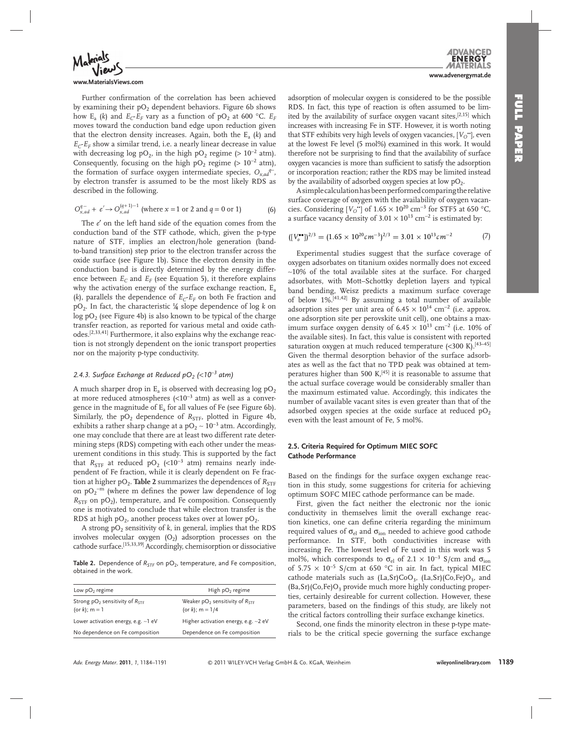Further confirmation of the correlation has been achieved by examining their $pO_2$ dependent behaviors. Figure 6b shows how $E_a$ ($k$) and $E_C$-$E_F$ vary as a function of $pO_2$ at 600 °C. $E_F$ moves toward the conduction band edge upon reduction given that the electron density increases. Again, both the $E_a$ ($k$) and $E_C$-$E_F$ show a similar trend, i.e. a nearly linear decrease in value with decreasing log $pO_2$, in the high $pO_2$ regime (> $10^{-2}$ atm). Consequently, focusing on the high $pO_2$ regime (> $10^{-2}$ atm), the formation of surface oxygen intermediate species, $O_{x,ad}^{q-}$, by electron transfer is assumed to be the most likely RDS as described in the following.

$$O_{x,ad}^{q-} + e' \rightarrow O_{x,ad}^{(q+1)-1} \text{ (where } x = 1 \text{ or } 2 \text{ and } q = 0 \text{ or } 1) \tag{6}$$

The $e'$ on the left hand side of the equation comes from the conduction band of the STF cathode, which, given the p-type nature of STF, implies an electron/hole generation (band-to-band transition) step prior to the electron transfer across the oxide surface (see Figure 1b). Since the electron density in the conduction band is directly determined by the energy difference between $E_C$ and $E_F$ (see Equation 5), it therefore explains why the activation energy of the surface exchange reaction, $E_a$ ($k$), parallels the dependence of $E_C$-$E_F$ on both Fe fraction and $pO_2$. In fact, the characteristic ¼ slope dependence of log $k$ on log $pO_2$ (see Figure 4b) is also known to be typical of the charge transfer reaction, as reported for various metal and oxide cathodes.[2,33,41] Furthermore, it also explains why the exchange reaction is not strongly dependent on the ionic transport properties nor on the majority p-type conductivity.

### 2.4.3. Surface Exchange at Reduced $pO_2$ (<$10^{-3}$ atm)

A much sharper drop in $E_a$ is observed with decreasing log $pO_2$ at more reduced atmospheres (<$10^{-3}$ atm) as well as a convergence in the magnitude of $E_a$ for all values of Fe (see Figure 6b). Similarly, the $pO_2$ dependence of $R_{STF}$, plotted in Figure 4b, exhibits a rather sharp change at a $pO_2 \sim 10^{-3}$ atm. Accordingly, one may conclude that there are at least two different rate determining steps (RDS) competing with each other under the measurement conditions in this study. This is supported by the fact that $R_{STF}$ at reduced $pO_2$ (<$10^{-3}$ atm) remains nearly independent of Fe fraction, while it is clearly dependent on Fe fraction at higher $pO_2$. **Table 2** summarizes the dependences of $R_{STF}$ on $pO_2^{-m}$ (where m defines the power law dependence of log $R_{STF}$ on $pO_2$), temperature, and Fe composition. Consequently one is motivated to conclude that while electron transfer is the RDS at high $pO_2$, another process takes over at lower $pO_2$.

A strong $pO_2$ sensitivity of $k$, in general, implies that the RDS involves molecular oxygen ($O_2$) adsorption processes on the cathode surface.[15,33,39] Accordingly, chemisorption or dissociative adsorption of molecular oxygen is considered to be the possible RDS. In fact, this type of reaction is often assumed to be limited by the availability of surface oxygen vacant sites,[2,15] which increases with increasing Fe in STF. However, it is worth noting that STF exhibits very high levels of oxygen vacancies, $[V_O^{\bullet\bullet}]$, even at the lowest Fe level (5 mol%) examined in this work. It would therefore not be surprising to find that the availability of surface oxygen vacancies is more than sufficient to satisfy the adsorption or incorporation reaction; rather the RDS may be limited instead by the availability of adsorbed oxygen species at low $pO_2$.

**Table 2.** Dependence of $R_{STF}$ on $pO_2$, temperature, and Fe composition, obtained in the work.

| Low $pO_2$ regime | High $pO_2$ regime |
|---|---|
| Strong $pO_2$ sensitivity of $R_{STF}$ (or $k$); m = 1 | Weaker $pO_2$ sensitivity of $R_{STF}$ (or $k$); m = 1/4 |
| Lower activation energy, e.g. ~1 eV | Higher activation energy, e.g. ~2 eV |
| No dependence on Fe composition | Dependence on Fe composition |

A simple calculation has been performed comparing the relative surface coverage of oxygen with the availability of oxygen vacancies. Considering $[V_O^{\bullet\bullet}]$ of $1.65 \times 10^{20}$ cm$^{-3}$ for STF5 at 650 °C, a surface vacancy density of $3.01 \times 10^{13}$ cm$^{-2}$ is estimated by:

$$([V_o^{\bullet\bullet}])^{2/3} = (1.65 \times 10^{20} cm^{-3})^{2/3} = 3.01 \times 10^{13} cm^{-2} \tag{7}$$

Experimental studies suggest that the surface coverage of oxygen adsorbates on titanium oxides normally does not exceed ~10% of the total available sites at the surface. For charged adsorbates, with Mott–Schottky depletion layers and typical band bending, Weisz predicts a maximum surface coverage of below 1%.[41,42] By assuming a total number of available adsorption sites per unit area of $6.45 \times 10^{14}$ cm$^{-2}$ (i.e. approx. one adsorption site per perovskite unit cell), one obtains a maximum surface oxygen density of $6.45 \times 10^{13}$ cm$^{-2}$ (i.e. 10% of the available sites). In fact, this value is consistent with reported saturation oxygen at much reduced temperature (<300 K).[43–45] Given the thermal desorption behavior of the surface adsorbates as well as the fact that no TPD peak was obtained at temperatures higher than 500 K,[45] it is reasonable to assume that the actual surface coverage would be considerably smaller than the maximum estimated value. Accordingly, this indicates the number of available vacant sites is even greater than that of the adsorbed oxygen species at the oxide surface at reduced $pO_2$ even with the least amount of Fe, 5 mol%.

## 2.5. Criteria Required for Optimum MIEC SOFC Cathode Performance

Based on the findings for the surface oxygen exchange reaction in this study, some suggestions for criteria for achieving optimum SOFC MIEC cathode performance can be made.

First, given the fact neither the electronic nor the ionic conductivity in themselves limit the overall exchange reaction kinetics, one can define criteria regarding the minimum required values of $\sigma_{el}$ and $\sigma_{ion}$ needed to achieve good cathode performance. In STF, both conductivities increase with increasing Fe. The lowest level of Fe used in this work was 5 mol%, which corresponds to $\sigma_{el}$ of $2.1 \times 10^{-3}$ S/cm and $\sigma_{ion}$ of $5.75 \times 10^{-5}$ S/cm at 650 °C in air. In fact, typical MIEC cathode materials such as $(La,Sr)CoO_3$, $(La,Sr)(Co,Fe)O_3$, and $(Ba,Sr)(Co,Fe)O_3$ provide much more highly conducting properties, certainly desireable for current collection. However, these parameters, based on the findings of this study, are likely not the critical factors controlling their surface exchange kinetics.

Second, one finds the minority electron in these p-type materials to be the critical specie governing the surface exchange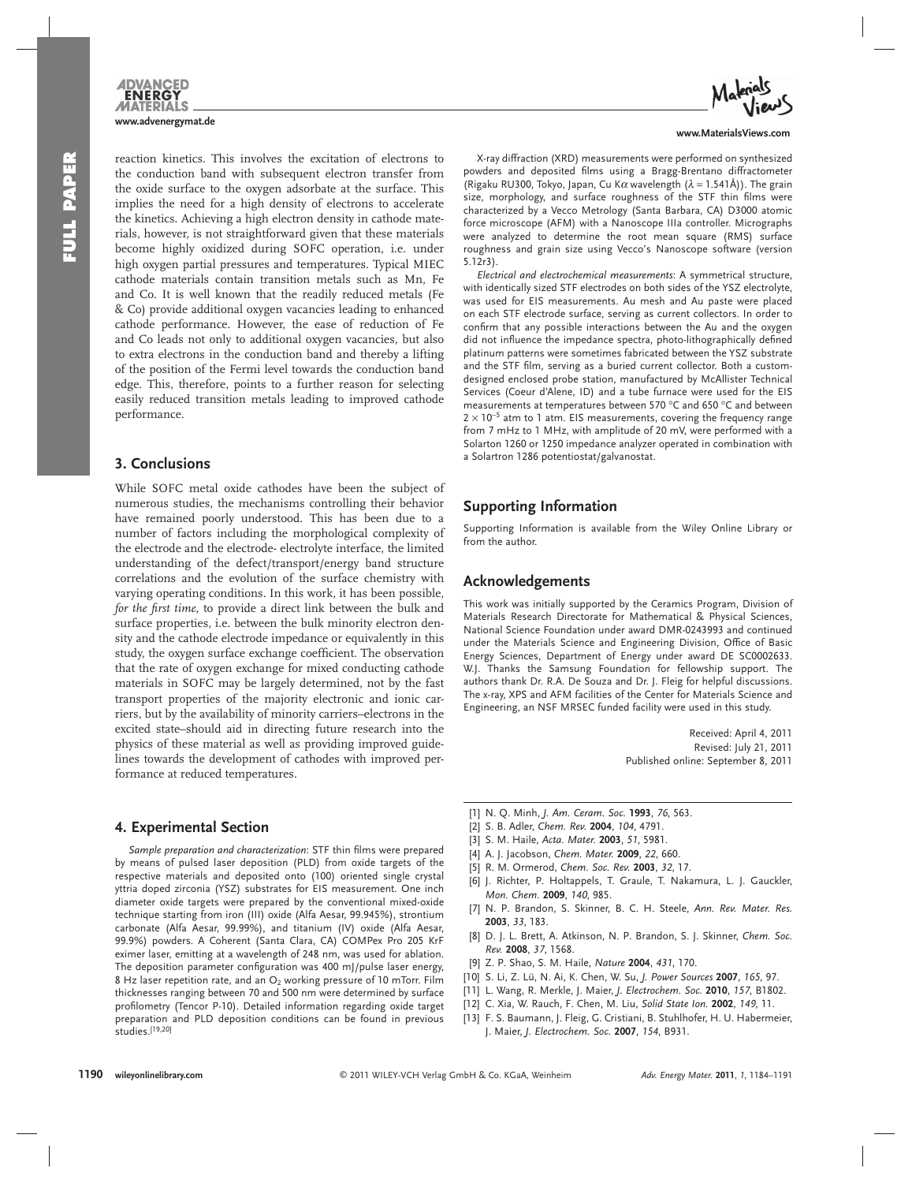reaction kinetics. This involves the excitation of electrons to the conduction band with subsequent electron transfer from the oxide surface to the oxygen adsorbate at the surface. This implies the need for a high density of electrons to accelerate the kinetics. Achieving a high electron density in cathode materials, however, is not straightforward given that these materials become highly oxidized during SOFC operation, i.e. under high oxygen partial pressures and temperatures. Typical MIEC cathode materials contain transition metals such as Mn, Fe and Co. It is well known that the readily reduced metals (Fe & Co) provide additional oxygen vacancies leading to enhanced cathode performance. However, the ease of reduction of Fe and Co leads not only to additional oxygen vacancies, but also to extra electrons in the conduction band and thereby a lifting of the position of the Fermi level towards the conduction band edge. This, therefore, points to a further reason for selecting easily reduced transition metals leading to improved cathode performance.

## 3. Conclusions

While SOFC metal oxide cathodes have been the subject of numerous studies, the mechanisms controlling their behavior have remained poorly understood. This has been due to a number of factors including the morphological complexity of the electrode and the electrode- electrolyte interface, the limited understanding of the defect/transport/energy band structure correlations and the evolution of the surface chemistry with varying operating conditions. In this work, it has been possible, *for the first time*, to provide a direct link between the bulk and surface properties, i.e. between the bulk minority electron density and the cathode electrode impedance or equivalently in this study, the oxygen surface exchange coefficient. The observation that the rate of oxygen exchange for mixed conducting cathode materials in SOFC may be largely determined, not by the fast transport properties of the majority electronic and ionic carriers, but by the availability of minority carriers–electrons in the excited state–should aid in directing future research into the physics of these material as well as providing improved guidelines towards the development of cathodes with improved performance at reduced temperatures.

## 4. Experimental Section

*Sample preparation and characterization*: STF thin films were prepared by means of pulsed laser deposition (PLD) from oxide targets of the respective materials and deposited onto (100) oriented single crystal yttria doped zirconia (YSZ) substrates for EIS measurement. One inch diameter oxide targets were prepared by the conventional mixed-oxide technique starting from iron (III) oxide (Alfa Aesar, 99.945%), strontium carbonate (Alfa Aesar, 99.99%), and titanium (IV) oxide (Alfa Aesar, 99.9%) powders. A Coherent (Santa Clara, CA) COMPex Pro 205 KrF eximer laser, emitting at a wavelength of 248 nm, was used for ablation. The deposition parameter configuration was 400 mJ/pulse laser energy, 8 Hz laser repetition rate, and an $O_2$ working pressure of 10 mTorr. Film thicknesses ranging between 70 and 500 nm were determined by surface profilometry (Tencor P-10). Detailed information regarding oxide target preparation and PLD deposition conditions can be found in previous studies.[19,20]

X-ray diffraction (XRD) measurements were performed on synthesized powders and deposited films using a Bragg-Brentano diffractometer (Rigaku RU300, Tokyo, Japan, Cu K$\alpha$ wavelength ($\lambda$ = 1.541Å)). The grain size, morphology, and surface roughness of the STF thin films were characterized by a Vecco Metrology (Santa Barbara, CA) D3000 atomic force microscope (AFM) with a Nanoscope IIIa controller. Micrographs were analyzed to determine the root mean square (RMS) surface roughness and grain size using Vecco's Nanoscope software (version 5.12r3).

*Electrical and electrochemical measurements*: A symmetrical structure, with identically sized STF electrodes on both sides of the YSZ electrolyte, was used for EIS measurements. Au mesh and Au paste were placed on each STF electrode surface, serving as current collectors. In order to confirm that any possible interactions between the Au and the oxygen did not influence the impedance spectra, photo-lithographically defined platinum patterns were sometimes fabricated between the YSZ substrate and the STF film, serving as a buried current collector. Both a custom-designed enclosed probe station, manufactured by McAllister Technical Services (Coeur d'Alene, ID) and a tube furnace were used for the EIS measurements at temperatures between 570 °C and 650 °C and between $2 \times 10^{-5}$ atm to 1 atm. EIS measurements, covering the frequency range from 7 mHz to 1 MHz, with amplitude of 20 mV, were performed with a Solarton 1260 or 1250 impedance analyzer operated in combination with a Solartron 1286 potentiostat/galvanostat.

## Supporting Information

Supporting Information is available from the Wiley Online Library or from the author.

## Acknowledgements

This work was initially supported by the Ceramics Program, Division of Materials Research Directorate for Mathematical & Physical Sciences, National Science Foundation under award DMR-0243993 and continued under the Materials Science and Engineering Division, Office of Basic Energy Sciences, Department of Energy under award DE SC0002633. W.J. Thanks the Samsung Foundation for fellowship support. The authors thank Dr. R.A. De Souza and Dr. J. Fleig for helpful discussions. The x-ray, XPS and AFM facilities of the Center for Materials Science and Engineering, an NSF MRSEC funded facility were used in this study.

Received: April 4, 2011
Revised: July 21, 2011
Published online: September 8, 2011

[1] N. Q. Minh, *J. Am. Ceram. Soc.* **1993**, *76*, 563.
[2] S. B. Adler, *Chem. Rev.* **2004**, *104*, 4791.
[3] S. M. Haile, *Acta. Mater.* **2003**, *51*, 5981.
[4] A. J. Jacobson, *Chem. Mater.* **2009**, *22*, 660.
[5] R. M. Ormerod, *Chem. Soc. Rev.* **2003**, *32*, 17.
[6] J. Richter, P. Holtappels, T. Graule, T. Nakamura, L. J. Gauckler, *Mon. Chem.* **2009**, *140*, 985.
[7] N. P. Brandon, S. Skinner, B. C. H. Steele, *Ann. Rev. Mater. Res.* **2003**, *33*, 183.
[8] D. J. L. Brett, A. Atkinson, N. P. Brandon, S. J. Skinner, *Chem. Soc. Rev.* **2008**, *37*, 1568.
[9] Z. P. Shao, S. M. Haile, *Nature* **2004**, *431*, 170.
[10] S. Li, Z. Lü, N. Ai, K. Chen, W. Su, *J. Power Sources* **2007**, *165*, 97.
[11] L. Wang, R. Merkle, J. Maier, *J. Electrochem. Soc.* **2010**, *157*, B1802.
[12] C. Xia, W. Rauch, F. Chen, M. Liu, *Solid State Ion.* **2002**, *149*, 11.
[13] F. S. Baumann, J. Fleig, G. Cristiani, B. Stuhlhofer, H. U. Habermeier, J. Maier, *J. Electrochem. Soc.* **2007**, *154*, B931.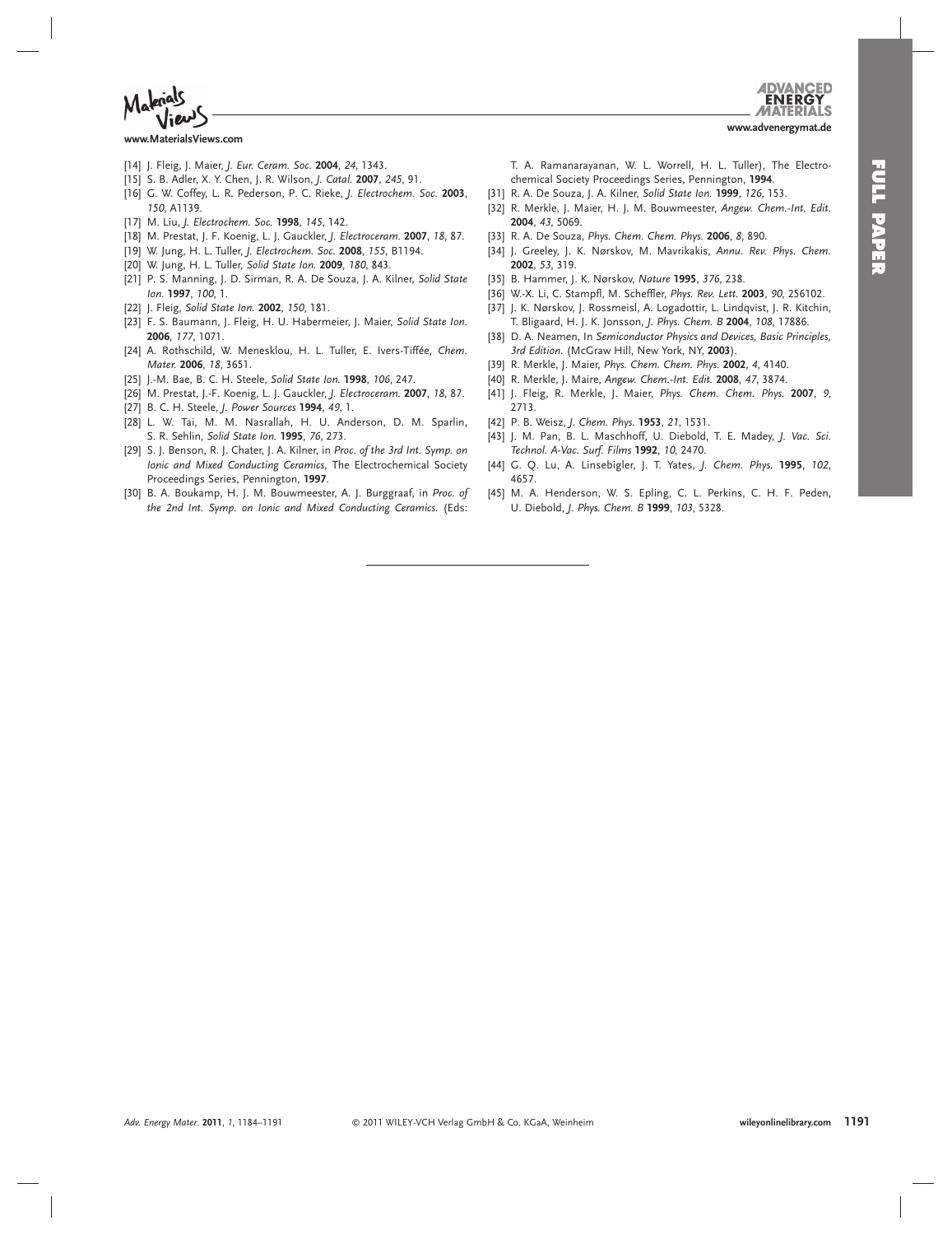[14] J. Fleig, J. Maier, *J. Eur. Ceram. Soc.* **2004**, *24*, 1343.
[15] S. B. Adler, X. Y. Chen, J. R. Wilson, *J. Catal.* **2007**, *245*, 91.
[16] G. W. Coffey, L. R. Pederson, P. C. Rieke, *J. Electrochem. Soc.* **2003**, *150*, A1139.
[17] M. Liu, *J. Electrochem. Soc.* **1998**, *145*, 142.
[18] M. Prestat, J. F. Koenig, L. J. Gauckler, *J. Electroceram.* **2007**, *18*, 87.
[19] W. Jung, H. L. Tuller, *J. Electrochem. Soc.* **2008**, *155*, B1194.
[20] W. Jung, H. L. Tuller, *Solid State Ion.* **2009**, *180*, 843.
[21] P. S. Manning, J. D. Sirman, R. A. De Souza, J. A. Kilner, *Solid State Ion.* **1997**, *100*, 1.
[22] J. Fleig, *Solid State Ion.* **2002**, *150*, 181.
[23] F. S. Baumann, J. Fleig, H. U. Habermeier, J. Maier, *Solid State Ion.* **2006**, *177*, 1071.
[24] A. Rothschild, W. Menesklou, H. L. Tuller, E. Ivers-Tiffée, *Chem. Mater.* **2006**, *18*, 3651.
[25] J.-M. Bae, B. C. H. Steele, *Solid State Ion.* **1998**, *106*, 247.
[26] M. Prestat, J.-F. Koenig, L. J. Gauckler, *J. Electroceram.* **2007**, *18*, 87.
[27] B. C. H. Steele, *J. Power Sources* **1994**, *49*, 1.
[28] L. W. Tai, M. M. Nasrallah, H. U. Anderson, D. M. Sparlin, S. R. Sehlin, *Solid State Ion.* **1995**, *76*, 273.
[29] S. J. Benson, R. J. Chater, J. A. Kilner, in *Proc. of the 3rd Int. Symp. on Ionic and Mixed Conducting Ceramics*, The Electrochemical Society Proceedings Series, Pennington, **1997**.
[30] B. A. Boukamp, H. J. M. Bouwmeester, A. J. Burggraaf, in *Proc. of the 2nd Int. Symp. on Ionic and Mixed Conducting Ceramics.* (Eds: T. A. Ramanarayanan, W. L. Worrell, H. L. Tuller), The Electrochemical Society Proceedings Series, Pennington, **1994**.
[31] R. A. De Souza, J. A. Kilner, *Solid State Ion.* **1999**, *126*, 153.
[32] R. Merkle, J. Maier, H. J. M. Bouwmeester, *Angew. Chem.-Int. Edit.* **2004**, *43*, 5069.
[33] R. A. De Souza, *Phys. Chem. Chem. Phys.* **2006**, *8*, 890.
[34] J. Greeley, J. K. Nørskov, M. Mavrikakis, *Annu. Rev. Phys. Chem.* **2002**, *53*, 319.
[35] B. Hammer, J. K. Nørskov, *Nature* **1995**, *376*, 238.
[36] W.-X. Li, C. Stampfl, M. Scheffler, *Phys. Rev. Lett.* **2003**, *90*, 256102.
[37] J. K. Nørskov, J. Rossmeisl, A. Logadottir, L. Lindqvist, J. R. Kitchin, T. Bligaard, H. J. K. Jonsson, *J. Phys. Chem. B* **2004**, *108*, 17886.
[38] D. A. Neamen, In *Semiconductor Physics and Devices, Basic Principles, 3rd Edition.* (McGraw Hill, New York, NY, **2003**).
[39] R. Merkle, J. Maier, *Phys. Chem. Chem. Phys.* **2002**, *4*, 4140.
[40] R. Merkle, J. Maire, *Angew. Chem.-Int. Edit.* **2008**, *47*, 3874.
[41] J. Fleig, R. Merkle, J. Maier, *Phys. Chem. Chem. Phys.* **2007**, *9*, 2713.
[42] P. B. Weisz, *J. Chem. Phys.* **1953**, *21*, 1531.
[43] J. M. Pan, B. L. Maschhoff, U. Diebold, T. E. Madey, *J. Vac. Sci. Technol. A-Vac. Surf. Films* **1992**, *10*, 2470.
[44] G. Q. Lu, A. Linsebigler, J. T. Yates, *J. Chem. Phys.* **1995**, *102*, 4657.
[45] M. A. Henderson, W. S. Epling, C. L. Perkins, C. H. F. Peden, U. Diebold, *J. Phys. Chem. B* **1999**, *103*, 5328.